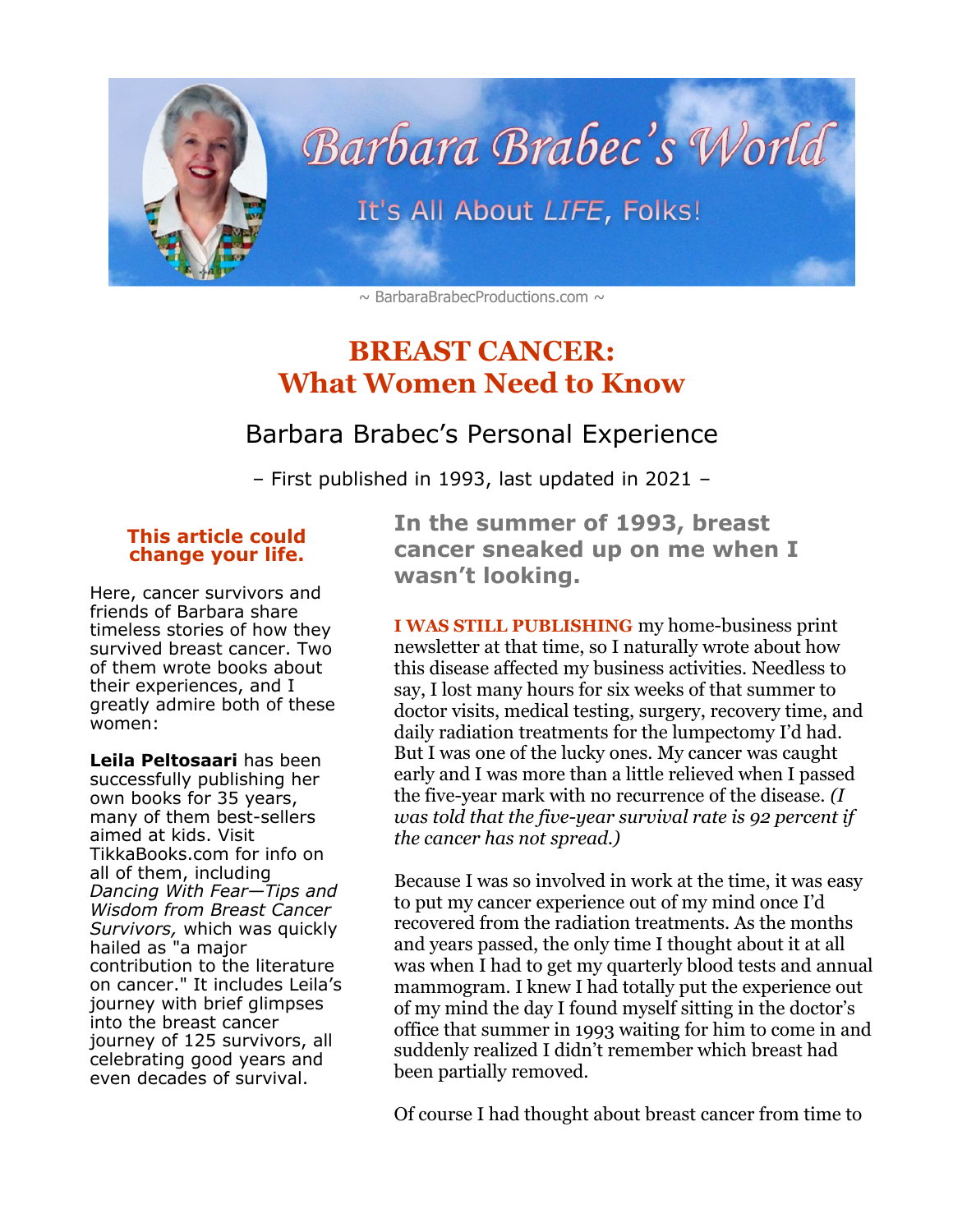Barbara Brabec's World

It's All About *LIFE*, Folks!

~ BarbaraBrabecProductions.com ~

# BREAST CANCER: What Women Need to Know

## Barbara Brabec's Personal Experience

– First published in 1993, last updated in 2021 –

### In the summer of 1993, breast cancer sneaked up on me when I wasn't looking.

**I WAS STILL PUBLISHING** my home-business print newsletter at that time, so I naturally wrote about how this disease affected my business activities. Needless to say, I lost many hours for six weeks of that summer to doctor visits, medical testing, surgery, recovery time, and daily radiation treatments for the lumpectomy I'd had. But I was one of the lucky ones. My cancer was caught early and I was more than a little relieved when I passed the five-year mark with no recurrence of the disease. *(I was told that the five-year survival rate is 92 percent if the cancer has not spread.)*

Because I was so involved in work at the time, it was easy to put my cancer experience out of my mind once I'd recovered from the radiation treatments. As the months and years passed, the only time I thought about it at all was when I had to get my quarterly blood tests and annual mammogram. I knew I had totally put the experience out of my mind the day I found myself sitting in the doctor's office that summer in 1993 waiting for him to come in and suddenly realized I didn't remember which breast had been partially removed.

Of course I had thought about breast cancer from time to

**This article could change your life.**

Here, cancer survivors and friends of Barbara share timeless stories of how they survived breast cancer. Two of them wrote books about their experiences, and I greatly admire both of these women:

**Leila Peltosaari** has been successfully publishing her own books for 35 years, many of them best-sellers aimed at kids. Visit TikkaBooks.com for info on all of them, including *Dancing With Fear—Tips and Wisdom from Breast Cancer Survivors,* which was quickly hailed as "a major contribution to the literature on cancer." It includes Leila's journey with brief glimpses into the breast cancer journey of 125 survivors, all celebrating good years and even decades of survival.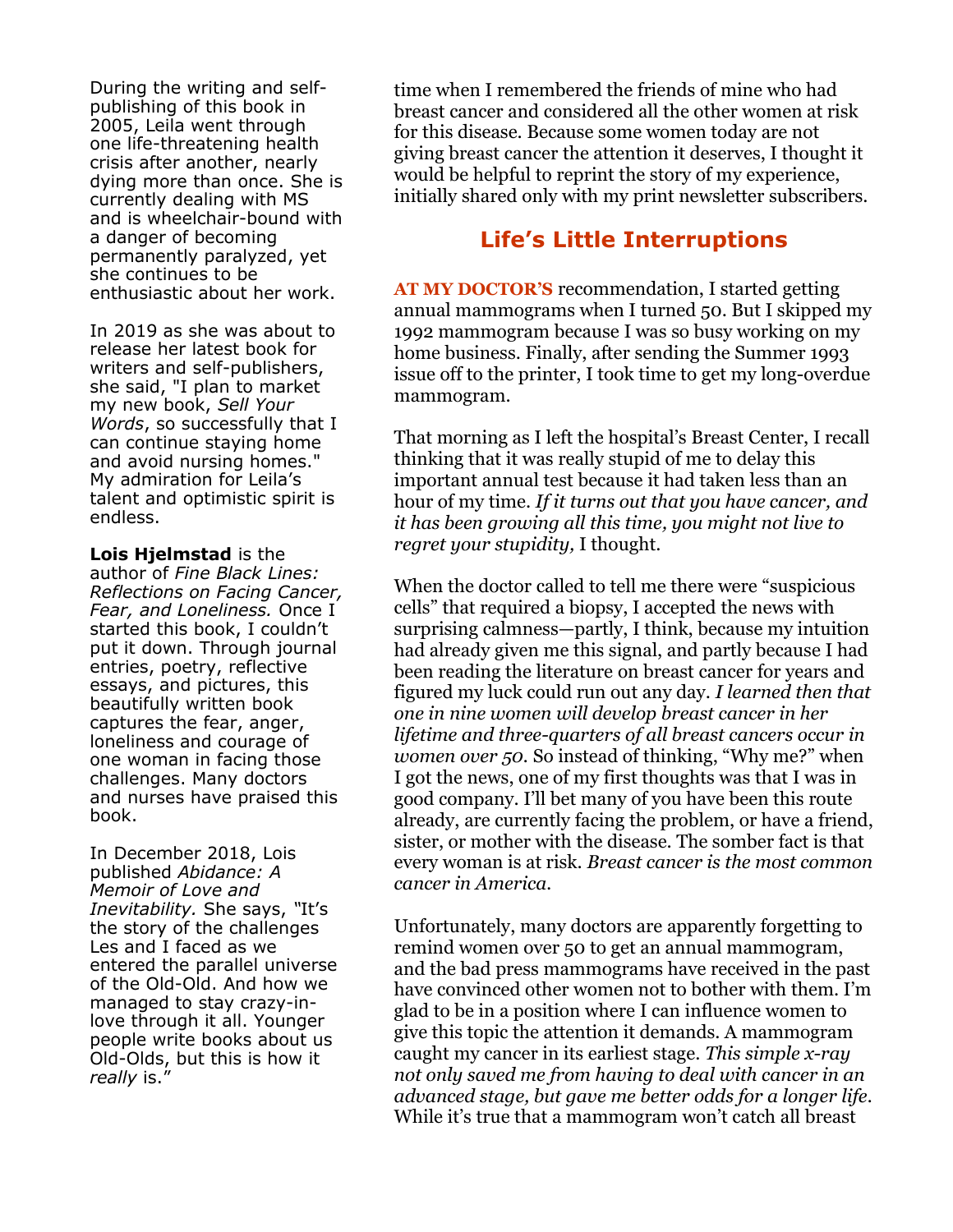During the writing and self-publishing of this book in 2005, Leila went through one life-threatening health crisis after another, nearly dying more than once. She is currently dealing with MS and is wheelchair-bound with a danger of becoming permanently paralyzed, yet she continues to be enthusiastic about her work.

In 2019 as she was about to release her latest book for writers and self-publishers, she said, "I plan to market my new book, *Sell Your Words*, so successfully that I can continue staying home and avoid nursing homes." My admiration for Leila's talent and optimistic spirit is endless.

**Lois Hjelmstad** is the author of *Fine Black Lines: Reflections on Facing Cancer, Fear, and Loneliness.* Once I started this book, I couldn't put it down. Through journal entries, poetry, reflective essays, and pictures, this beautifully written book captures the fear, anger, loneliness and courage of one woman in facing those challenges. Many doctors and nurses have praised this book.

In December 2018, Lois published *Abidance: A Memoir of Love and Inevitability.* She says, "It's the story of the challenges Les and I faced as we entered the parallel universe of the Old-Old. And how we managed to stay crazy-in-love through it all. Younger people write books about us Old-Olds, but this is how it *really* is."

time when I remembered the friends of mine who had breast cancer and considered all the other women at risk for this disease. Because some women today are not giving breast cancer the attention it deserves, I thought it would be helpful to reprint the story of my experience, initially shared only with my print newsletter subscribers.

## Life's Little Interruptions

**AT MY DOCTOR'S** recommendation, I started getting annual mammograms when I turned 50. But I skipped my 1992 mammogram because I was so busy working on my home business. Finally, after sending the Summer 1993 issue off to the printer, I took time to get my long-overdue mammogram.

That morning as I left the hospital's Breast Center, I recall thinking that it was really stupid of me to delay this important annual test because it had taken less than an hour of my time. *If it turns out that you have cancer, and it has been growing all this time, you might not live to regret your stupidity,* I thought.

When the doctor called to tell me there were "suspicious cells" that required a biopsy, I accepted the news with surprising calmness—partly, I think, because my intuition had already given me this signal, and partly because I had been reading the literature on breast cancer for years and figured my luck could run out any day. *I learned then that one in nine women will develop breast cancer in her lifetime and three-quarters of all breast cancers occur in women over 50.* So instead of thinking, "Why me?" when I got the news, one of my first thoughts was that I was in good company. I'll bet many of you have been this route already, are currently facing the problem, or have a friend, sister, or mother with the disease. The somber fact is that every woman is at risk. *Breast cancer is the most common cancer in America.*

Unfortunately, many doctors are apparently forgetting to remind women over 50 to get an annual mammogram, and the bad press mammograms have received in the past have convinced other women not to bother with them. I'm glad to be in a position where I can influence women to give this topic the attention it demands. A mammogram caught my cancer in its earliest stage. *This simple x-ray not only saved me from having to deal with cancer in an advanced stage, but gave me better odds for a longer life.* While it's true that a mammogram won't catch all breast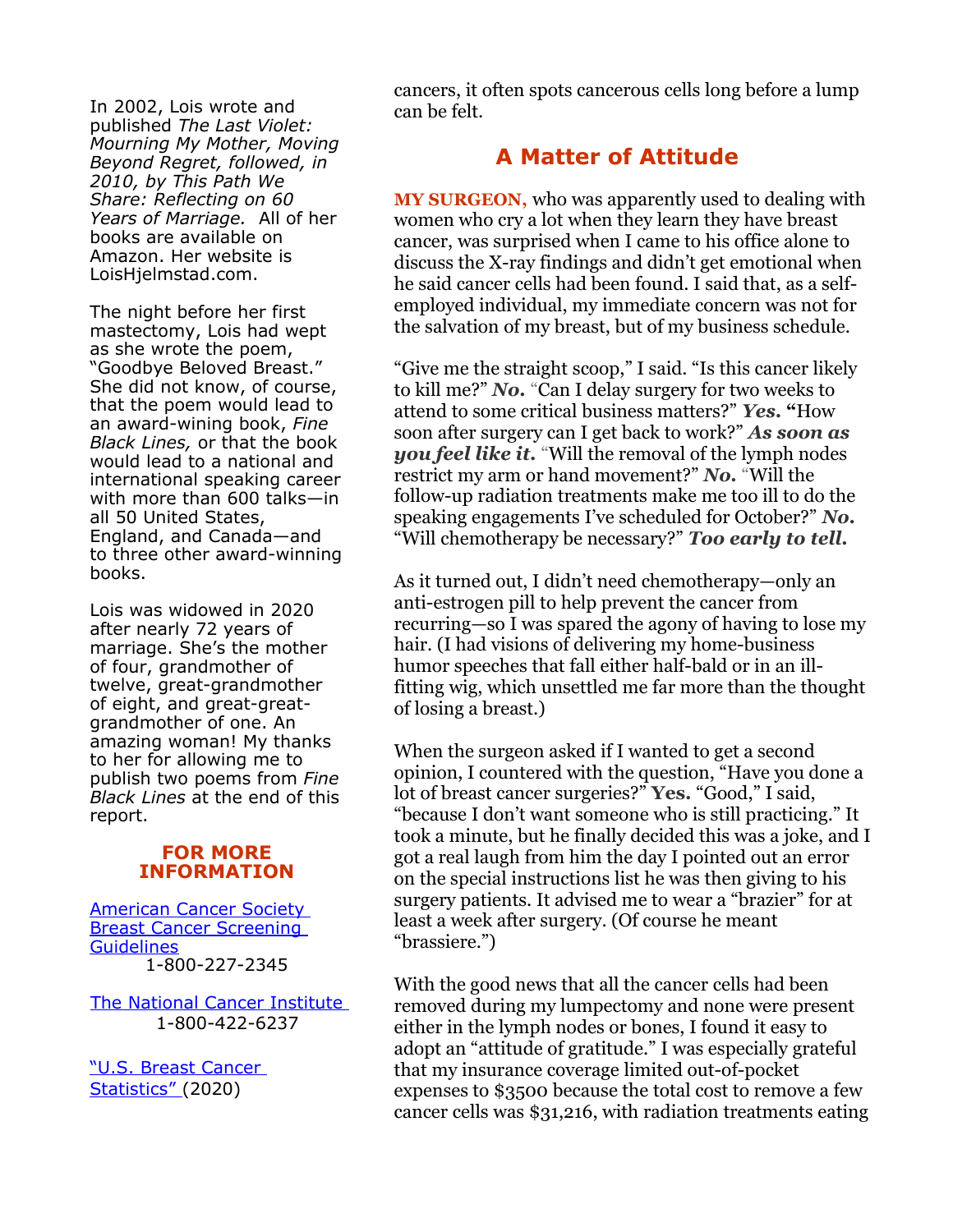In 2002, Lois wrote and published *The Last Violet: Mourning My Mother, Moving Beyond Regret, followed, in 2010, by This Path We Share: Reflecting on 60 Years of Marriage.* All of her books are available on Amazon. Her website is LoisHjelmstad.com.

The night before her first mastectomy, Lois had wept as she wrote the poem, "Goodbye Beloved Breast." She did not know, of course, that the poem would lead to an award-wining book, *Fine Black Lines,* or that the book would lead to a national and international speaking career with more than 600 talks—in all 50 United States, England, and Canada—and to three other award-winning books.

Lois was widowed in 2020 after nearly 72 years of marriage. She's the mother of four, grandmother of twelve, great-grandmother of eight, and great-great-grandmother of one. An amazing woman! My thanks to her for allowing me to publish two poems from *Fine Black Lines* at the end of this report.

### FOR MORE INFORMATION

American Cancer Society Breast Cancer Screening Guidelines
1-800-227-2345

The National Cancer Institute
1-800-422-6237

"U.S. Breast Cancer Statistics" (2020)

cancers, it often spots cancerous cells long before a lump can be felt.

## A Matter of Attitude

**MY SURGEON,** who was apparently used to dealing with women who cry a lot when they learn they have breast cancer, was surprised when I came to his office alone to discuss the X-ray findings and didn't get emotional when he said cancer cells had been found. I said that, as a self-employed individual, my immediate concern was not for the salvation of my breast, but of my business schedule.

"Give me the straight scoop," I said. "Is this cancer likely to kill me?" ***No.*** "Can I delay surgery for two weeks to attend to some critical business matters?" ***Yes.*** **"**How soon after surgery can I get back to work?" ***As soon as you feel like it.*** "Will the removal of the lymph nodes restrict my arm or hand movement?" ***No.*** "Will the follow-up radiation treatments make me too ill to do the speaking engagements I've scheduled for October?" ***No.*** "Will chemotherapy be necessary?" ***Too early to tell.***

As it turned out, I didn't need chemotherapy—only an anti-estrogen pill to help prevent the cancer from recurring—so I was spared the agony of having to lose my hair. (I had visions of delivering my home-business humor speeches that fall either half-bald or in an ill-fitting wig, which unsettled me far more than the thought of losing a breast.)

When the surgeon asked if I wanted to get a second opinion, I countered with the question, "Have you done a lot of breast cancer surgeries?" **Yes.** "Good," I said, "because I don't want someone who is still practicing." It took a minute, but he finally decided this was a joke, and I got a real laugh from him the day I pointed out an error on the special instructions list he was then giving to his surgery patients. It advised me to wear a "brazier" for at least a week after surgery. (Of course he meant "brassiere.")

With the good news that all the cancer cells had been removed during my lumpectomy and none were present either in the lymph nodes or bones, I found it easy to adopt an "attitude of gratitude." I was especially grateful that my insurance coverage limited out-of-pocket expenses to $3500 because the total cost to remove a few cancer cells was $31,216, with radiation treatments eating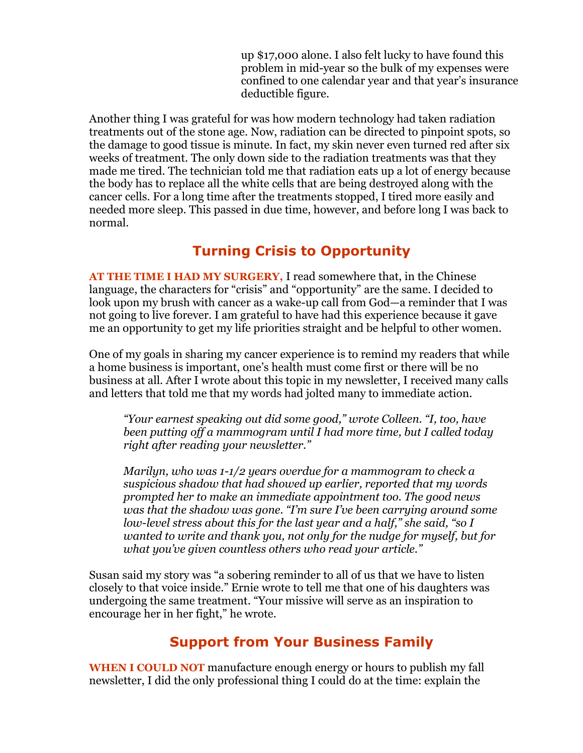up $17,000 alone. I also felt lucky to have found this problem in mid-year so the bulk of my expenses were confined to one calendar year and that year's insurance deductible figure.

Another thing I was grateful for was how modern technology had taken radiation treatments out of the stone age. Now, radiation can be directed to pinpoint spots, so the damage to good tissue is minute. In fact, my skin never even turned red after six weeks of treatment. The only down side to the radiation treatments was that they made me tired. The technician told me that radiation eats up a lot of energy because the body has to replace all the white cells that are being destroyed along with the cancer cells. For a long time after the treatments stopped, I tired more easily and needed more sleep. This passed in due time, however, and before long I was back to normal.

## Turning Crisis to Opportunity

**AT THE TIME I HAD MY SURGERY,** I read somewhere that, in the Chinese language, the characters for "crisis" and "opportunity" are the same. I decided to look upon my brush with cancer as a wake-up call from God—a reminder that I was not going to live forever. I am grateful to have had this experience because it gave me an opportunity to get my life priorities straight and be helpful to other women.

One of my goals in sharing my cancer experience is to remind my readers that while a home business is important, one's health must come first or there will be no business at all. After I wrote about this topic in my newsletter, I received many calls and letters that told me that my words had jolted many to immediate action.

> *"Your earnest speaking out did some good," wrote Colleen. "I, too, have been putting off a mammogram until I had more time, but I called today right after reading your newsletter."*
>
> *Marilyn, who was 1-1/2 years overdue for a mammogram to check a suspicious shadow that had showed up earlier, reported that my words prompted her to make an immediate appointment too. The good news was that the shadow was gone. "I'm sure I've been carrying around some low-level stress about this for the last year and a half," she said, "so I wanted to write and thank you, not only for the nudge for myself, but for what you've given countless others who read your article."*

Susan said my story was "a sobering reminder to all of us that we have to listen closely to that voice inside." Ernie wrote to tell me that one of his daughters was undergoing the same treatment. "Your missive will serve as an inspiration to encourage her in her fight," he wrote.

## Support from Your Business Family

**WHEN I COULD NOT** manufacture enough energy or hours to publish my fall newsletter, I did the only professional thing I could do at the time: explain the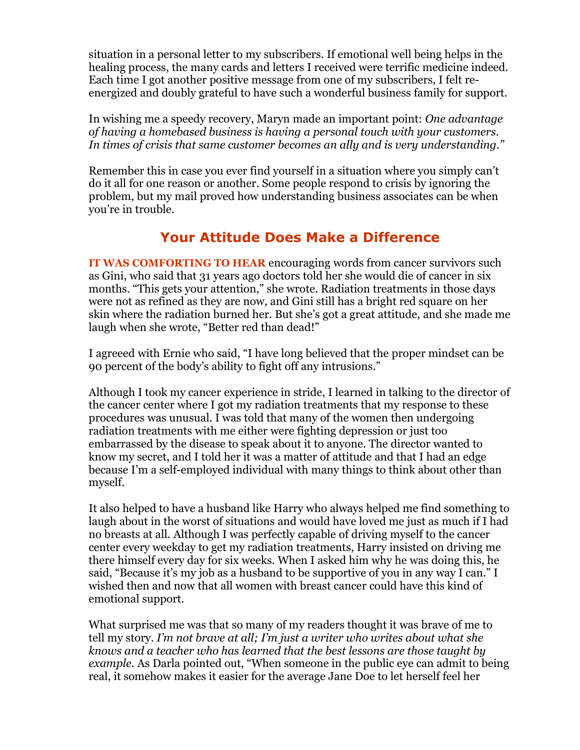situation in a personal letter to my subscribers. If emotional well being helps in the healing process, the many cards and letters I received were terrific medicine indeed. Each time I got another positive message from one of my subscribers, I felt re-energized and doubly grateful to have such a wonderful business family for support.

In wishing me a speedy recovery, Maryn made an important point: *One advantage of having a homebased business is having a personal touch with your customers. In times of crisis that same customer becomes an ally and is very understanding."*

Remember this in case you ever find yourself in a situation where you simply can't do it all for one reason or another. Some people respond to crisis by ignoring the problem, but my mail proved how understanding business associates can be when you're in trouble.

## Your Attitude Does Make a Difference

**IT WAS COMFORTING TO HEAR** encouraging words from cancer survivors such as Gini, who said that 31 years ago doctors told her she would die of cancer in six months. "This gets your attention," she wrote. Radiation treatments in those days were not as refined as they are now, and Gini still has a bright red square on her skin where the radiation burned her. But she's got a great attitude, and she made me laugh when she wrote, "Better red than dead!"

I agreeed with Ernie who said, "I have long believed that the proper mindset can be 90 percent of the body's ability to fight off any intrusions."

Although I took my cancer experience in stride, I learned in talking to the director of the cancer center where I got my radiation treatments that my response to these procedures was unusual. I was told that many of the women then undergoing radiation treatments with me either were fighting depression or just too embarrassed by the disease to speak about it to anyone. The director wanted to know my secret, and I told her it was a matter of attitude and that I had an edge because I'm a self-employed individual with many things to think about other than myself.

It also helped to have a husband like Harry who always helped me find something to laugh about in the worst of situations and would have loved me just as much if I had no breasts at all. Although I was perfectly capable of driving myself to the cancer center every weekday to get my radiation treatments, Harry insisted on driving me there himself every day for six weeks. When I asked him why he was doing this, he said, "Because it's my job as a husband to be supportive of you in any way I can." I wished then and now that all women with breast cancer could have this kind of emotional support.

What surprised me was that so many of my readers thought it was brave of me to tell my story. *I'm not brave at all; I'm just a writer who writes about what she knows and a teacher who has learned that the best lessons are those taught by example.* As Darla pointed out, "When someone in the public eye can admit to being real, it somehow makes it easier for the average Jane Doe to let herself feel her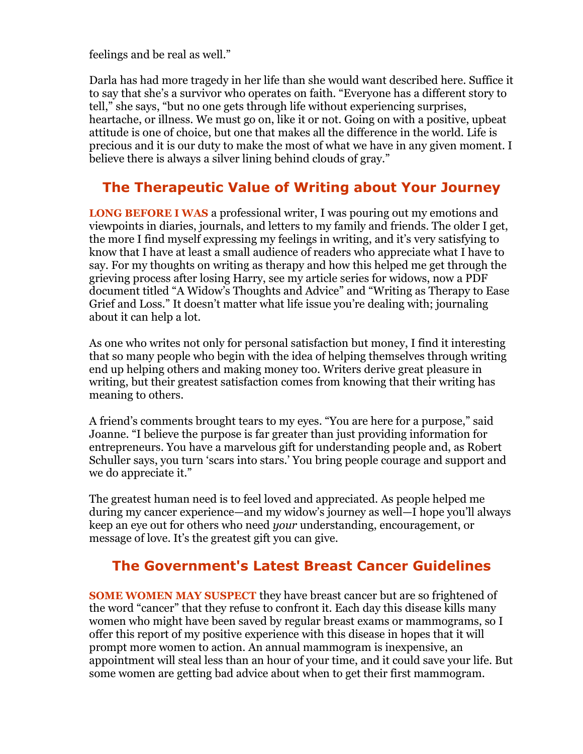feelings and be real as well."

Darla has had more tragedy in her life than she would want described here. Suffice it to say that she's a survivor who operates on faith. "Everyone has a different story to tell," she says, "but no one gets through life without experiencing surprises, heartache, or illness. We must go on, like it or not. Going on with a positive, upbeat attitude is one of choice, but one that makes all the difference in the world. Life is precious and it is our duty to make the most of what we have in any given moment. I believe there is always a silver lining behind clouds of gray."

## The Therapeutic Value of Writing about Your Journey

**LONG BEFORE I WAS** a professional writer, I was pouring out my emotions and viewpoints in diaries, journals, and letters to my family and friends. The older I get, the more I find myself expressing my feelings in writing, and it's very satisfying to know that I have at least a small audience of readers who appreciate what I have to say. For my thoughts on writing as therapy and how this helped me get through the grieving process after losing Harry, see my article series for widows, now a PDF document titled "A Widow's Thoughts and Advice" and "Writing as Therapy to Ease Grief and Loss." It doesn't matter what life issue you're dealing with; journaling about it can help a lot.

As one who writes not only for personal satisfaction but money, I find it interesting that so many people who begin with the idea of helping themselves through writing end up helping others and making money too. Writers derive great pleasure in writing, but their greatest satisfaction comes from knowing that their writing has meaning to others.

A friend's comments brought tears to my eyes. "You are here for a purpose," said Joanne. "I believe the purpose is far greater than just providing information for entrepreneurs. You have a marvelous gift for understanding people and, as Robert Schuller says, you turn 'scars into stars.' You bring people courage and support and we do appreciate it."

The greatest human need is to feel loved and appreciated. As people helped me during my cancer experience—and my widow's journey as well—I hope you'll always keep an eye out for others who need *your* understanding, encouragement, or message of love. It's the greatest gift you can give.

## The Government's Latest Breast Cancer Guidelines

**SOME WOMEN MAY SUSPECT** they have breast cancer but are so frightened of the word "cancer" that they refuse to confront it. Each day this disease kills many women who might have been saved by regular breast exams or mammograms, so I offer this report of my positive experience with this disease in hopes that it will prompt more women to action. An annual mammogram is inexpensive, an appointment will steal less than an hour of your time, and it could save your life. But some women are getting bad advice about when to get their first mammogram.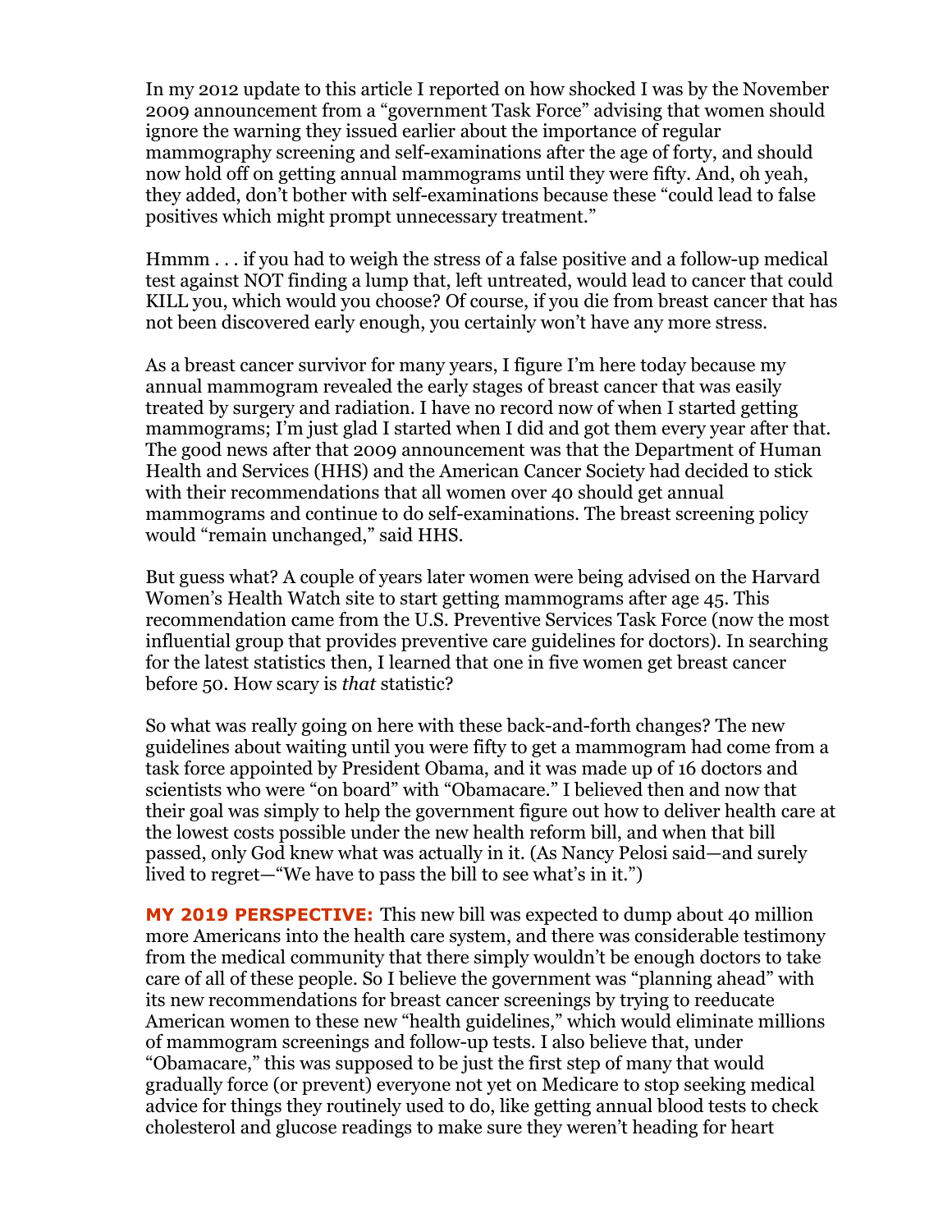In my 2012 update to this article I reported on how shocked I was by the November 2009 announcement from a "government Task Force" advising that women should ignore the warning they issued earlier about the importance of regular mammography screening and self-examinations after the age of forty, and should now hold off on getting annual mammograms until they were fifty. And, oh yeah, they added, don't bother with self-examinations because these "could lead to false positives which might prompt unnecessary treatment."

Hmmm . . . if you had to weigh the stress of a false positive and a follow-up medical test against NOT finding a lump that, left untreated, would lead to cancer that could KILL you, which would you choose? Of course, if you die from breast cancer that has not been discovered early enough, you certainly won't have any more stress.

As a breast cancer survivor for many years, I figure I'm here today because my annual mammogram revealed the early stages of breast cancer that was easily treated by surgery and radiation. I have no record now of when I started getting mammograms; I'm just glad I started when I did and got them every year after that. The good news after that 2009 announcement was that the Department of Human Health and Services (HHS) and the American Cancer Society had decided to stick with their recommendations that all women over 40 should get annual mammograms and continue to do self-examinations. The breast screening policy would "remain unchanged," said HHS.

But guess what? A couple of years later women were being advised on the Harvard Women's Health Watch site to start getting mammograms after age 45. This recommendation came from the U.S. Preventive Services Task Force (now the most influential group that provides preventive care guidelines for doctors). In searching for the latest statistics then, I learned that one in five women get breast cancer before 50. How scary is *that* statistic?

So what was really going on here with these back-and-forth changes? The new guidelines about waiting until you were fifty to get a mammogram had come from a task force appointed by President Obama, and it was made up of 16 doctors and scientists who were "on board" with "Obamacare." I believed then and now that their goal was simply to help the government figure out how to deliver health care at the lowest costs possible under the new health reform bill, and when that bill passed, only God knew what was actually in it. (As Nancy Pelosi said—and surely lived to regret—"We have to pass the bill to see what's in it.")

**MY 2019 PERSPECTIVE:** This new bill was expected to dump about 40 million more Americans into the health care system, and there was considerable testimony from the medical community that there simply wouldn't be enough doctors to take care of all of these people. So I believe the government was "planning ahead" with its new recommendations for breast cancer screenings by trying to reeducate American women to these new "health guidelines," which would eliminate millions of mammogram screenings and follow-up tests. I also believe that, under "Obamacare," this was supposed to be just the first step of many that would gradually force (or prevent) everyone not yet on Medicare to stop seeking medical advice for things they routinely used to do, like getting annual blood tests to check cholesterol and glucose readings to make sure they weren't heading for heart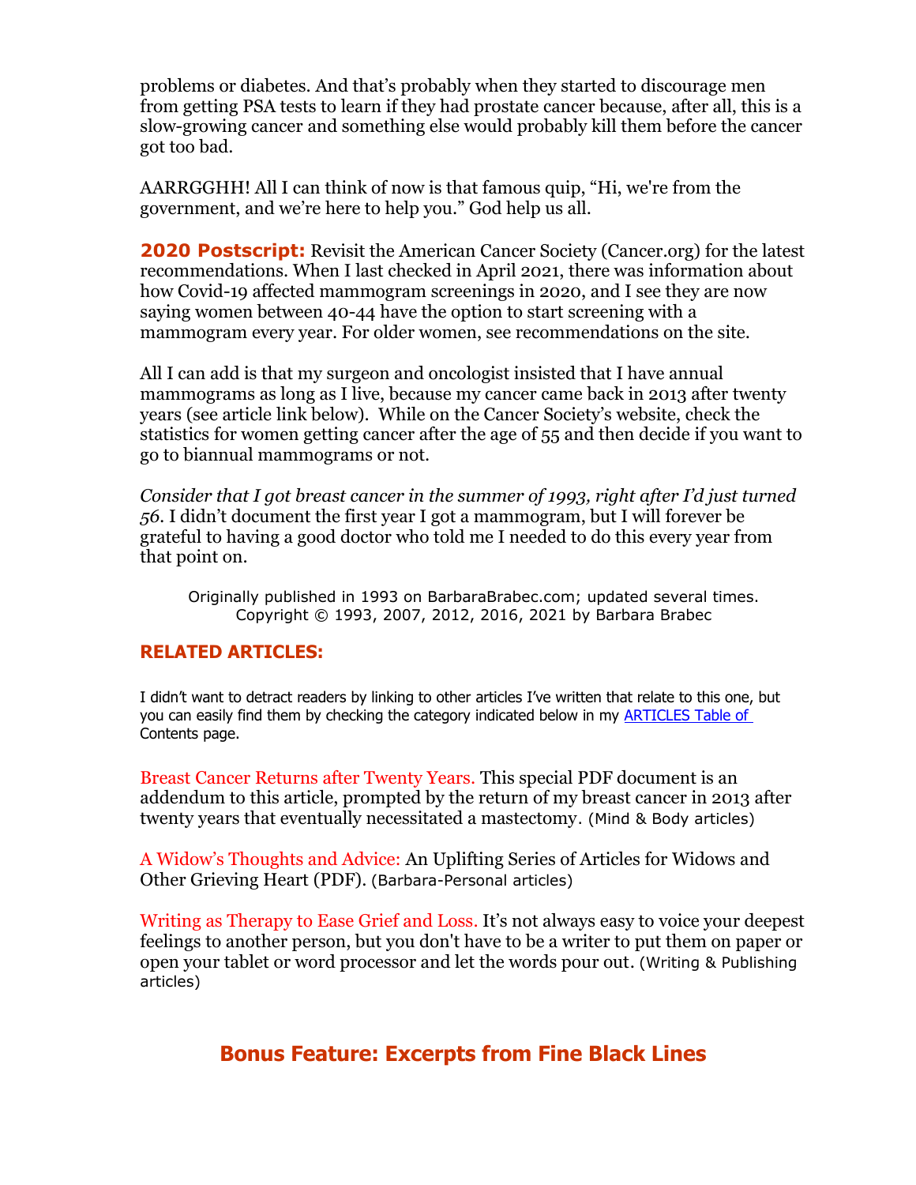problems or diabetes. And that's probably when they started to discourage men from getting PSA tests to learn if they had prostate cancer because, after all, this is a slow-growing cancer and something else would probably kill them before the cancer got too bad.

AARRGGHH! All I can think of now is that famous quip, "Hi, we're from the government, and we're here to help you." God help us all.

**2020 Postscript:** Revisit the American Cancer Society (Cancer.org) for the latest recommendations. When I last checked in April 2021, there was information about how Covid-19 affected mammogram screenings in 2020, and I see they are now saying women between 40-44 have the option to start screening with a mammogram every year. For older women, see recommendations on the site.

All I can add is that my surgeon and oncologist insisted that I have annual mammograms as long as I live, because my cancer came back in 2013 after twenty years (see article link below). While on the Cancer Society's website, check the statistics for women getting cancer after the age of 55 and then decide if you want to go to biannual mammograms or not.

*Consider that I got breast cancer in the summer of 1993, right after I'd just turned 56.* I didn't document the first year I got a mammogram, but I will forever be grateful to having a good doctor who told me I needed to do this every year from that point on.

Originally published in 1993 on BarbaraBrabec.com; updated several times.
Copyright © 1993, 2007, 2012, 2016, 2021 by Barbara Brabec

## RELATED ARTICLES:

I didn't want to detract readers by linking to other articles I've written that relate to this one, but you can easily find them by checking the category indicated below in my [ARTICLES Table of Contents]() page.

Breast Cancer Returns after Twenty Years. This special PDF document is an addendum to this article, prompted by the return of my breast cancer in 2013 after twenty years that eventually necessitated a mastectomy. (Mind & Body articles)

A Widow's Thoughts and Advice: An Uplifting Series of Articles for Widows and Other Grieving Heart (PDF). (Barbara-Personal articles)

Writing as Therapy to Ease Grief and Loss. It's not always easy to voice your deepest feelings to another person, but you don't have to be a writer to put them on paper or open your tablet or word processor and let the words pour out. (Writing & Publishing articles)

## Bonus Feature: Excerpts from Fine Black Lines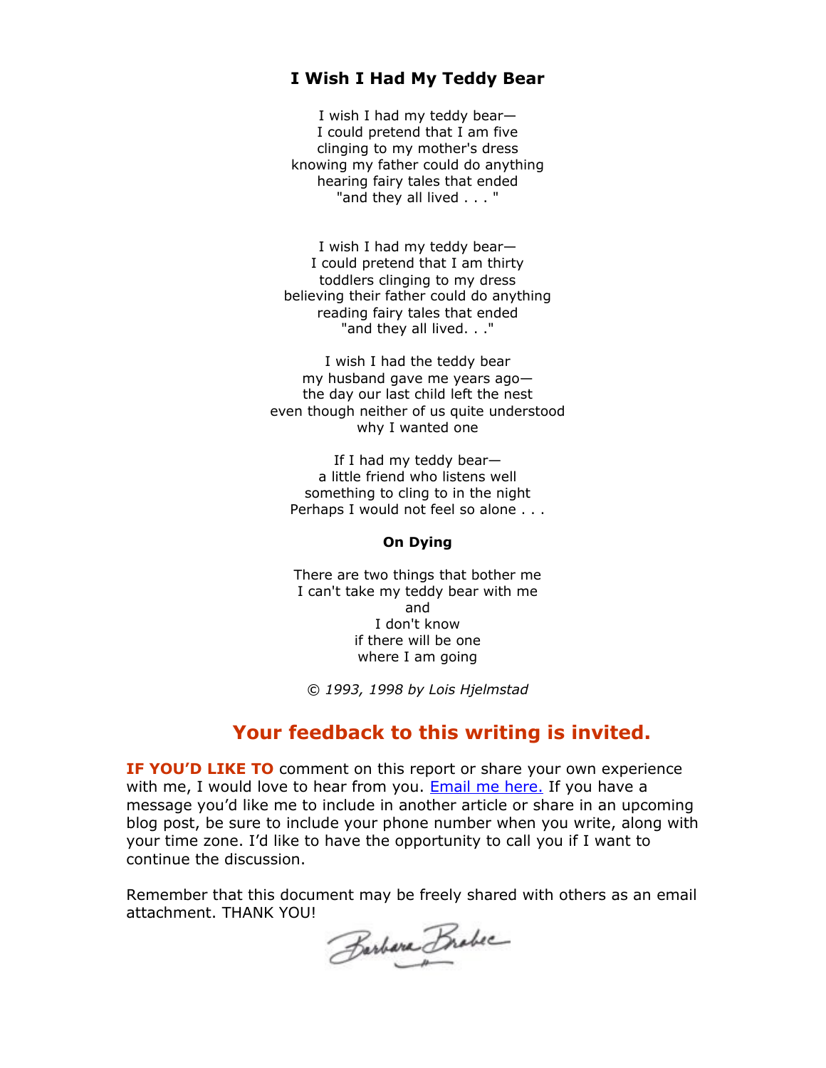## I Wish I Had My Teddy Bear

I wish I had my teddy bear—
I could pretend that I am five
clinging to my mother's dress
knowing my father could do anything
hearing fairy tales that ended
"and they all lived . . . "

I wish I had my teddy bear—
I could pretend that I am thirty
toddlers clinging to my dress
believing their father could do anything
reading fairy tales that ended
"and they all lived. . ."

I wish I had the teddy bear
my husband gave me years ago—
the day our last child left the nest
even though neither of us quite understood
why I wanted one

If I had my teddy bear—
a little friend who listens well
something to cling to in the night
Perhaps I would not feel so alone . . .

**On Dying**

There are two things that bother me
I can't take my teddy bear with me
and
I don't know
if there will be one
where I am going

*© 1993, 1998 by Lois Hjelmstad*

## Your feedback to this writing is invited.

**IF YOU'D LIKE TO** comment on this report or share your own experience with me, I would love to hear from you. Email me here. If you have a message you'd like me to include in another article or share in an upcoming blog post, be sure to include your phone number when you write, along with your time zone. I'd like to have the opportunity to call you if I want to continue the discussion.

Remember that this document may be freely shared with others as an email attachment. THANK YOU!

Barbara Brabec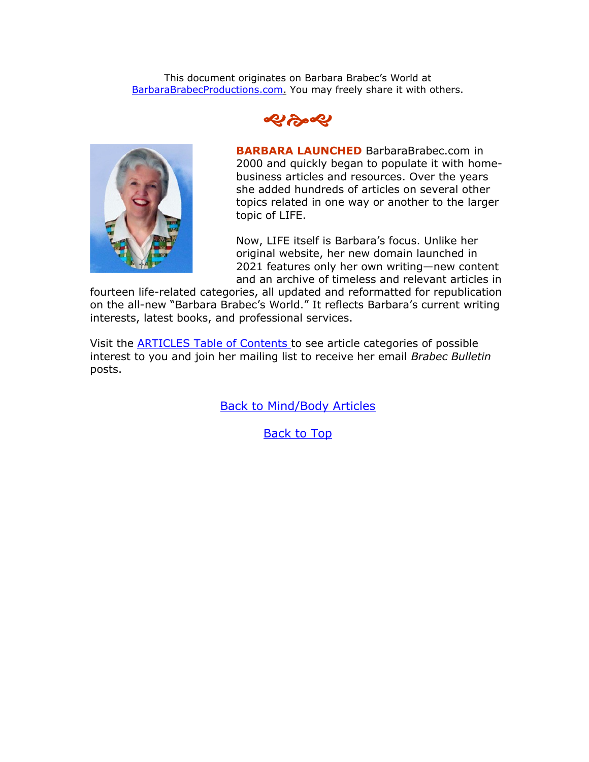This document originates on Barbara Brabec's World at [BarbaraBrabecProductions.com.](BarbaraBrabecProductions.com) You may freely share it with others.

**BARBARA LAUNCHED** BarbaraBrabec.com in 2000 and quickly began to populate it with home-business articles and resources. Over the years she added hundreds of articles on several other topics related in one way or another to the larger topic of LIFE.

Now, LIFE itself is Barbara's focus. Unlike her original website, her new domain launched in 2021 features only her own writing—new content and an archive of timeless and relevant articles in fourteen life-related categories, all updated and reformatted for republication on the all-new "Barbara Brabec's World." It reflects Barbara's current writing interests, latest books, and professional services.

Visit the ARTICLES Table of Contents to see article categories of possible interest to you and join her mailing list to receive her email *Brabec Bulletin* posts.

Back to Mind/Body Articles

Back to Top